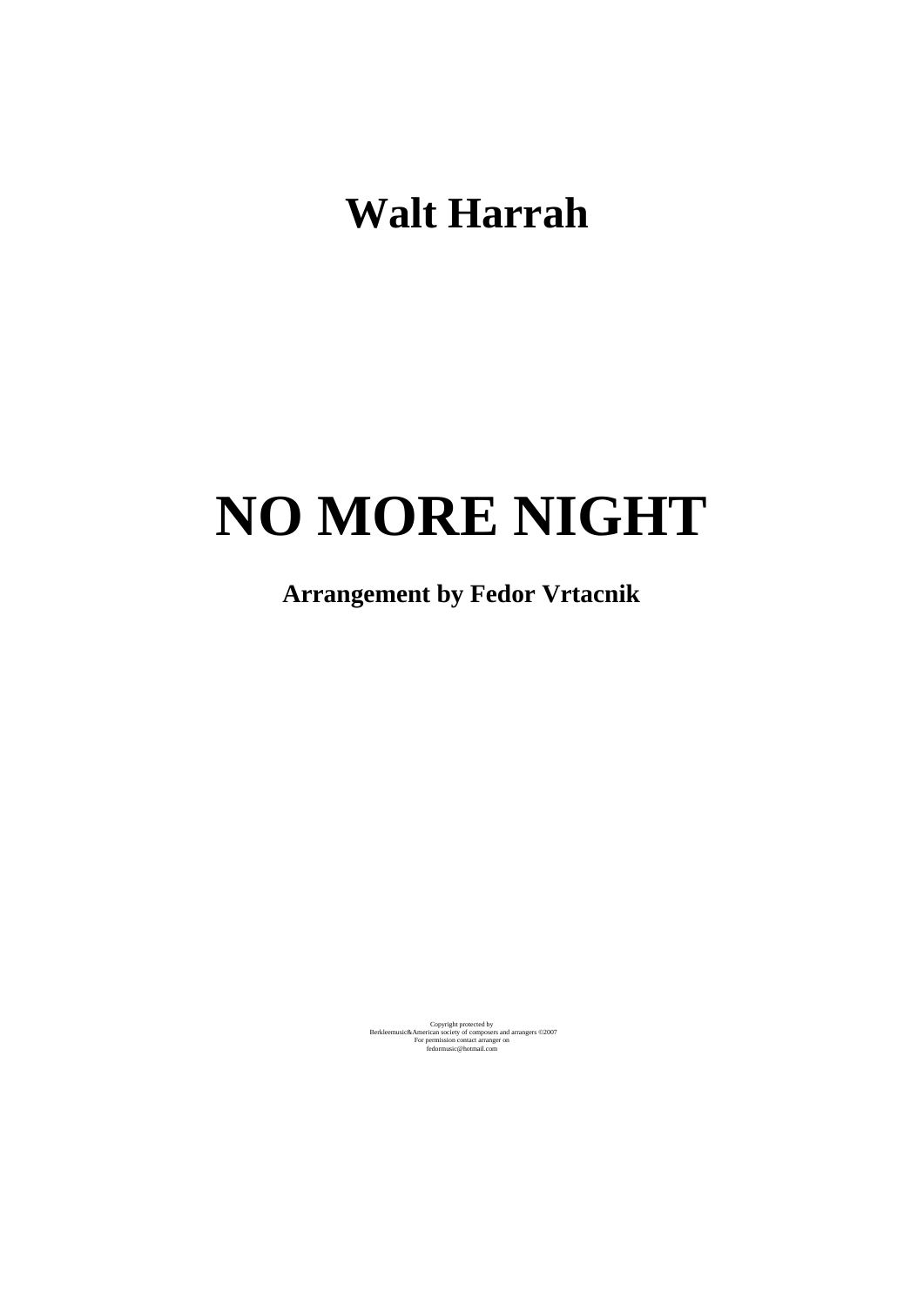**Walt Harrah**

# NO MORE NIGHT

**Arrangement by Fedor Vrtacnik**

Copyright protected by
Berkleemusic&American society of composers and arrangers ©2007
For permission contact arranger on
fedormusic@hotmail.com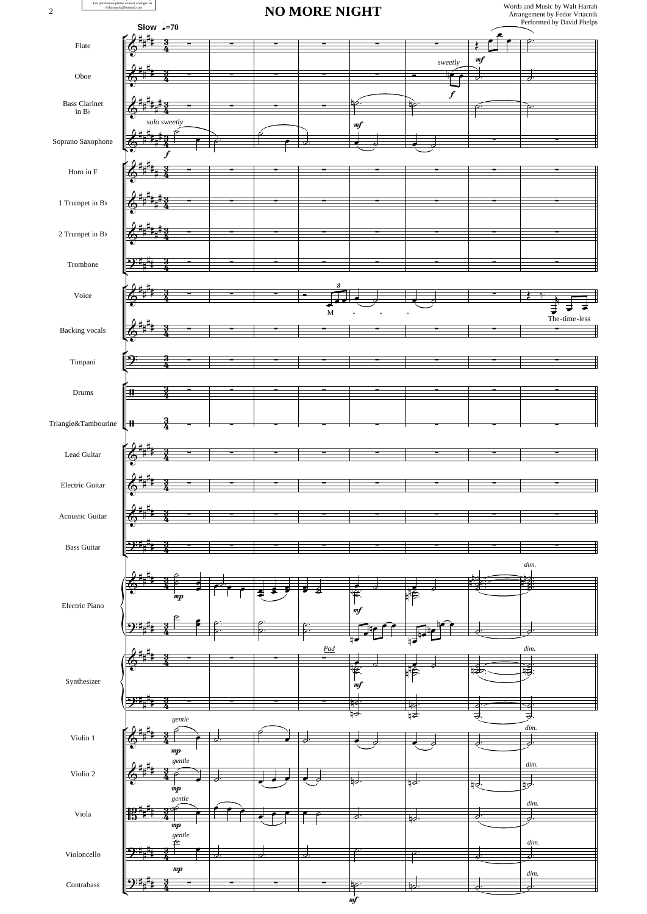# NO MORE NIGHT

Words and Music by Walt Harrah
Arrangement by Fedor Vrtacnik
Performed by David Phelps

For permission please contact arranger on fedormusic@hotmail.com

Slow ♩=70

Flute
Oboe
Bass Clarinet in B♭
Soprano Saxophone
Horn in F
1 Trumpet in B♭
2 Trumpet in B♭
Trombone
Voice
Backing vocals
Timpani
Drums
Triangle&Tambourine
Lead Guitar
Electric Guitar
Acoustic Guitar
Bass Guitar
Electric Piano
Synthesizer
Violin 1
Violin 2
Viola
Violoncello
Contrabass

*solo sweetly* *f*
*sweetly* *f* *mf*
*mf*
M - - - The-time-less
*mp* *mf* *dim.*
*Pad* *mf* *dim.*
*gentle* *mp* *dim.*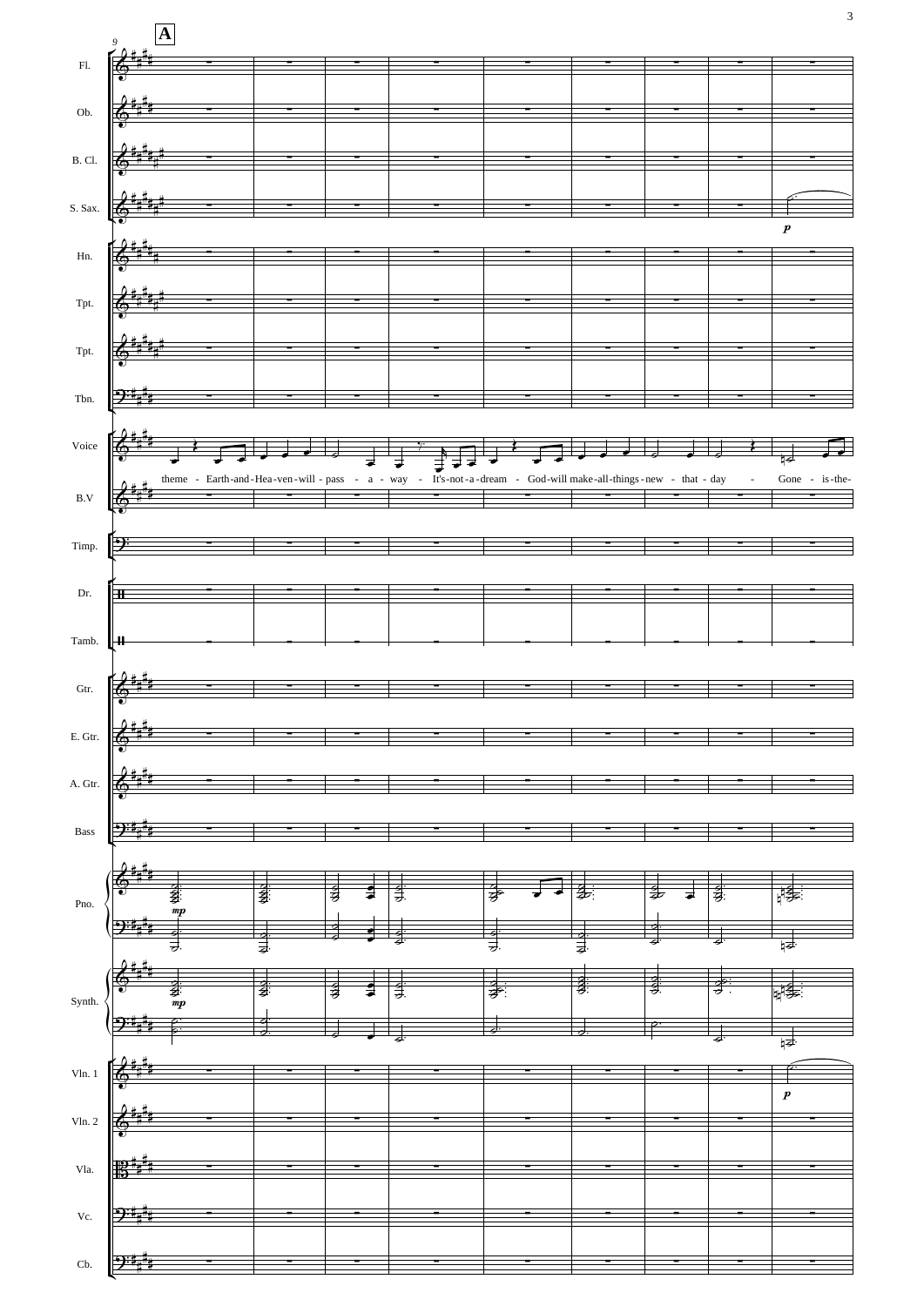**A**

9

Fl.

Ob.

B. Cl.

S. Sax.

Hn.

Tpt.

Tpt.

Tbn.

Voice

theme - Earth-and-Hea-ven-will-pass - a - way - It's-not-a-dream - God-will make-all-things-new - that - day - Gone - is-the-

B.V

Timp.

Dr.

Tamb.

Gtr.

E. Gtr.

A. Gtr.

Bass

Pno.

Synth.

Vln. 1

Vln. 2

Vla.

Vc.

Cb.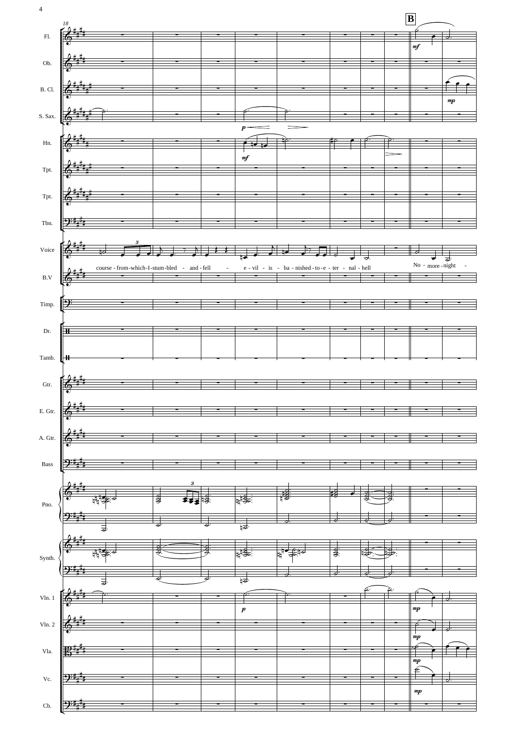B

18

Fl. Ob. B. Cl. S. Sax. Hn. Tpt. Tpt. Tbn. Voice B.V Timp. Dr. Tamb. Gtr. E. Gtr. A. Gtr. Bass Pno. Synth. Vln. 1 Vln. 2 Vla. Vc. Cb.

course - from - which - I - stum - bled - and - fell - e - vil - is - ba - nished - to - e - ter - nal - hell

No - more - night -